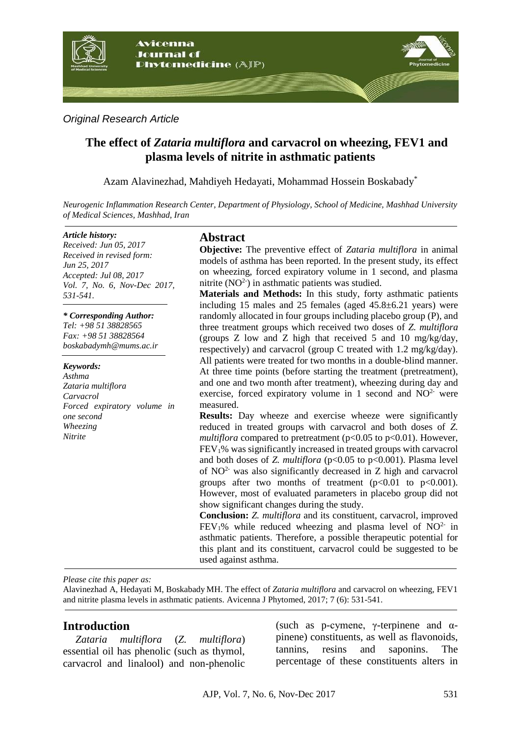*Original Research Article*

# The effect of *Zataria multiflora* and carvacrol on wheezing, FEV1 and plasma levels of nitrite in asthmatic patients

Azam Alavinezhad, Mahdiyeh Hedayati, Mohammad Hossein Boskabady*

*Neurogenic Inflammation Research Center, Department of Physiology, School of Medicine, Mashhad University of Medical Sciences, Mashhad, Iran*

***Article history:***
*Received: Jun 05, 2017*
*Received in revised form: Jun 25, 2017*
*Accepted: Jul 08, 2017*
*Vol. 7, No. 6, Nov-Dec 2017, 531-541.*

***\* Corresponding Author:***
*Tel: +98 51 38828565*
*Fax: +98 51 38828564*
*boskabadymh@mums.ac.ir*

***Keywords:***
*Asthma*
*Zataria multiflora*
*Carvacrol*
*Forced expiratory volume in one second*
*Wheezing*
*Nitrite*

## Abstract

**Objective:** The preventive effect of *Zataria multiflora* in animal models of asthma has been reported. In the present study, its effect on wheezing, forced expiratory volume in 1 second, and plasma nitrite ($NO^{2-}$) in asthmatic patients was studied.

**Materials and Methods:** In this study, forty asthmatic patients including 15 males and 25 females (aged 45.8±6.21 years) were randomly allocated in four groups including placebo group (P), and three treatment groups which received two doses of *Z. multiflora* (groups Z low and Z high that received 5 and 10 mg/kg/day, respectively) and carvacrol (group C treated with 1.2 mg/kg/day). All patients were treated for two months in a double-blind manner. At three time points (before starting the treatment (pretreatment), and one and two month after treatment), wheezing during day and exercise, forced expiratory volume in 1 second and $NO^{2-}$ were measured.

**Results:** Day wheeze and exercise wheeze were significantly reduced in treated groups with carvacrol and both doses of *Z. multiflora* compared to pretreatment ($p<0.05$ to $p<0.01$). However, $FEV_1$% was significantly increased in treated groups with carvacrol and both doses of *Z. multiflora* ($p<0.05$ to $p<0.001$). Plasma level of $NO^{2-}$ was also significantly decreased in Z high and carvacrol groups after two months of treatment ($p<0.01$ to $p<0.001$). However, most of evaluated parameters in placebo group did not show significant changes during the study.

**Conclusion:** *Z. multiflora* and its constituent, carvacrol, improved $FEV_1$% while reduced wheezing and plasma level of $NO^{2-}$ in asthmatic patients. Therefore, a possible therapeutic potential for this plant and its constituent, carvacrol could be suggested to be used against asthma.

*Please cite this paper as:*
Alavinezhad A, Hedayati M, Boskabady MH. The effect of *Zataria multiflora* and carvacrol on wheezing, FEV1 and nitrite plasma levels in asthmatic patients. Avicenna J Phytomed, 2017; 7 (6): 531-541.

## Introduction

*Zataria multiflora* (*Z. multiflora*) essential oil has phenolic (such as thymol, carvacrol and linalool) and non-phenolic (such as p-cymene, γ-terpinene and α-pinene) constituents, as well as flavonoids, tannins, resins and saponins. The percentage of these constituents alters in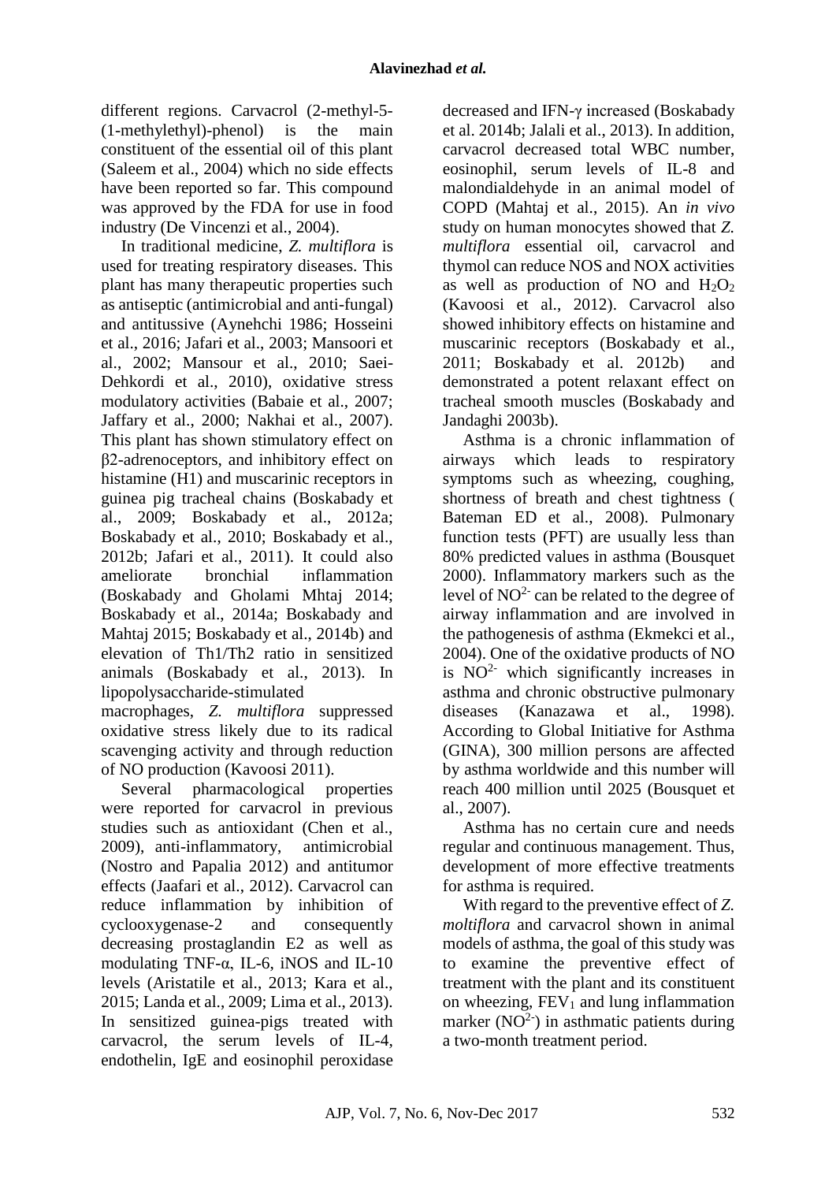different regions. Carvacrol (2-methyl-5-(1-methylethyl)-phenol) is the main constituent of the essential oil of this plant (Saleem et al., 2004) which no side effects have been reported so far. This compound was approved by the FDA for use in food industry (De Vincenzi et al., 2004).

In traditional medicine, *Z. multiflora* is used for treating respiratory diseases. This plant has many therapeutic properties such as antiseptic (antimicrobial and anti-fungal) and antitussive (Aynehchi 1986; Hosseini et al., 2016; Jafari et al., 2003; Mansoori et al., 2002; Mansour et al., 2010; Saei-Dehkordi et al., 2010), oxidative stress modulatory activities (Babaie et al., 2007; Jaffary et al., 2000; Nakhai et al., 2007). This plant has shown stimulatory effect on β2-adrenoceptors, and inhibitory effect on histamine (H1) and muscarinic receptors in guinea pig tracheal chains (Boskabady et al., 2009; Boskabady et al., 2012a; Boskabady et al., 2010; Boskabady et al., 2012b; Jafari et al., 2011). It could also ameliorate bronchial inflammation (Boskabady and Gholami Mhtaj 2014; Boskabady et al., 2014a; Boskabady and Mahtaj 2015; Boskabady et al., 2014b) and elevation of Th1/Th2 ratio in sensitized animals (Boskabady et al., 2013). In lipopolysaccharide-stimulated macrophages, *Z. multiflora* suppressed oxidative stress likely due to its radical scavenging activity and through reduction of NO production (Kavoosi 2011).

Several pharmacological properties were reported for carvacrol in previous studies such as antioxidant (Chen et al., 2009), anti-inflammatory, antimicrobial (Nostro and Papalia 2012) and antitumor effects (Jaafari et al., 2012). Carvacrol can reduce inflammation by inhibition of cyclooxygenase-2 and consequently decreasing prostaglandin E2 as well as modulating TNF-α, IL-6, iNOS and IL-10 levels (Aristatile et al., 2013; Kara et al., 2015; Landa et al., 2009; Lima et al., 2013). In sensitized guinea-pigs treated with carvacrol, the serum levels of IL-4, endothelin, IgE and eosinophil peroxidase decreased and IFN-γ increased (Boskabady et al. 2014b; Jalali et al., 2013). In addition, carvacrol decreased total WBC number, eosinophil, serum levels of IL-8 and malondialdehyde in an animal model of COPD (Mahtaj et al., 2015). An *in vivo* study on human monocytes showed that *Z. multiflora* essential oil, carvacrol and thymol can reduce NOS and NOX activities as well as production of NO and $H_2O_2$ (Kavoosi et al., 2012). Carvacrol also showed inhibitory effects on histamine and muscarinic receptors (Boskabady et al., 2011; Boskabady et al. 2012b) and demonstrated a potent relaxant effect on tracheal smooth muscles (Boskabady and Jandaghi 2003b).

Asthma is a chronic inflammation of airways which leads to respiratory symptoms such as wheezing, coughing, shortness of breath and chest tightness ( Bateman ED et al., 2008). Pulmonary function tests (PFT) are usually less than 80% predicted values in asthma (Bousquet 2000). Inflammatory markers such as the level of $NO^{2-}$ can be related to the degree of airway inflammation and are involved in the pathogenesis of asthma (Ekmekci et al., 2004). One of the oxidative products of NO is $NO^{2-}$ which significantly increases in asthma and chronic obstructive pulmonary diseases (Kanazawa et al., 1998). According to Global Initiative for Asthma (GINA), 300 million persons are affected by asthma worldwide and this number will reach 400 million until 2025 (Bousquet et al., 2007).

Asthma has no certain cure and needs regular and continuous management. Thus, development of more effective treatments for asthma is required.

With regard to the preventive effect of *Z. moltiflora* and carvacrol shown in animal models of asthma, the goal of this study was to examine the preventive effect of treatment with the plant and its constituent on wheezing, $FEV_1$ and lung inflammation marker ($NO^{2-}$) in asthmatic patients during a two-month treatment period.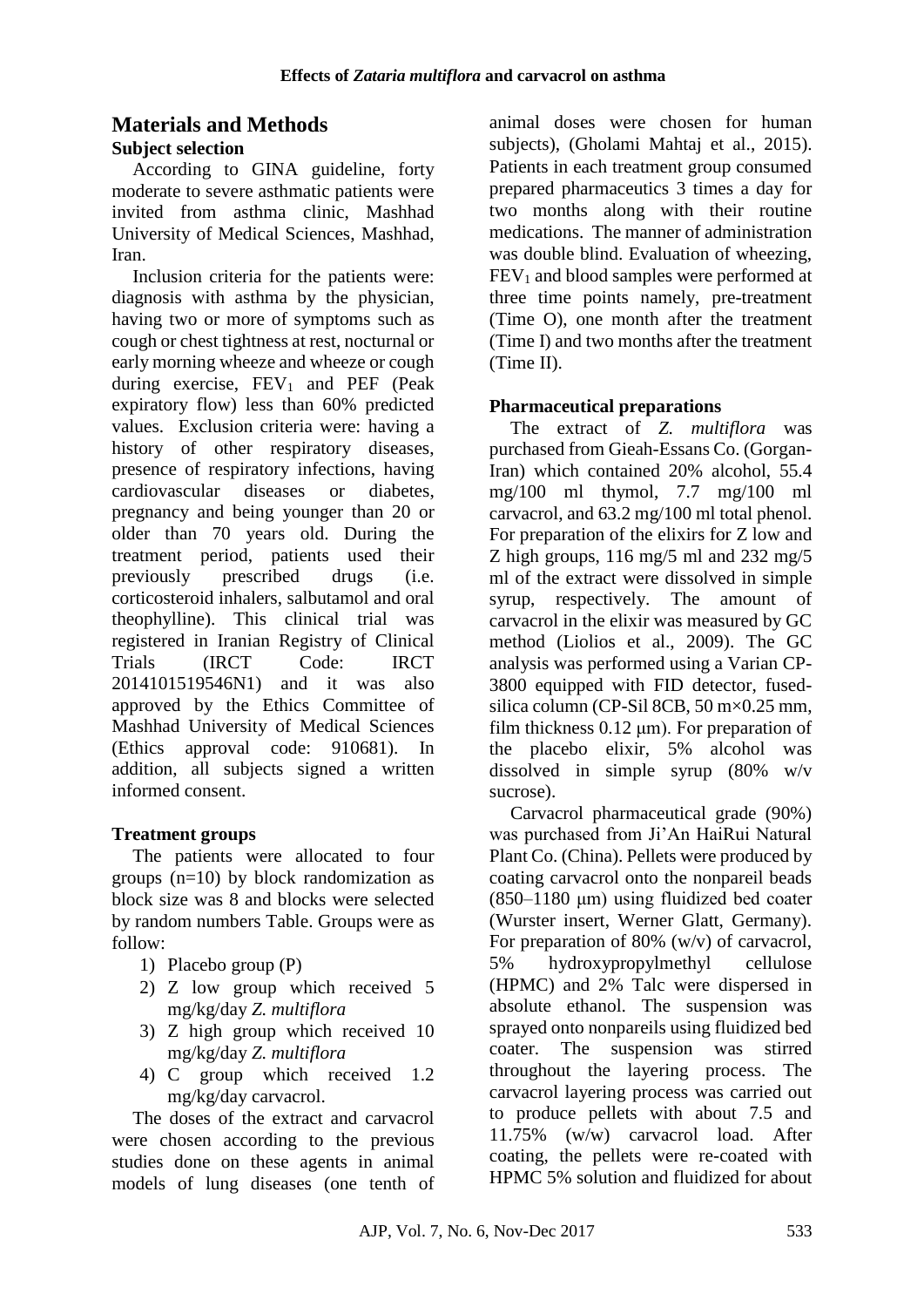## Materials and Methods

### Subject selection

According to GINA guideline, forty moderate to severe asthmatic patients were invited from asthma clinic, Mashhad University of Medical Sciences, Mashhad, Iran.

Inclusion criteria for the patients were: diagnosis with asthma by the physician, having two or more of symptoms such as cough or chest tightness at rest, nocturnal or early morning wheeze and wheeze or cough during exercise, $FEV_1$ and PEF (Peak expiratory flow) less than 60% predicted values. Exclusion criteria were: having a history of other respiratory diseases, presence of respiratory infections, having cardiovascular diseases or diabetes, pregnancy and being younger than 20 or older than 70 years old. During the treatment period, patients used their previously prescribed drugs (i.e. corticosteroid inhalers, salbutamol and oral theophylline). This clinical trial was registered in Iranian Registry of Clinical Trials (IRCT Code: IRCT 2014101519546N1) and it was also approved by the Ethics Committee of Mashhad University of Medical Sciences (Ethics approval code: 910681). In addition, all subjects signed a written informed consent.

### Treatment groups

The patients were allocated to four groups (n=10) by block randomization as block size was 8 and blocks were selected by random numbers Table. Groups were as follow:

1) Placebo group (P)
2) Z low group which received 5 mg/kg/day *Z. multiflora*
3) Z high group which received 10 mg/kg/day *Z. multiflora*
4) C group which received 1.2 mg/kg/day carvacrol.

The doses of the extract and carvacrol were chosen according to the previous studies done on these agents in animal models of lung diseases (one tenth of animal doses were chosen for human subjects), (Gholami Mahtaj et al., 2015). Patients in each treatment group consumed prepared pharmaceutics 3 times a day for two months along with their routine medications. The manner of administration was double blind. Evaluation of wheezing, $FEV_1$ and blood samples were performed at three time points namely, pre-treatment (Time O), one month after the treatment (Time I) and two months after the treatment (Time II).

### Pharmaceutical preparations

The extract of *Z. multiflora* was purchased from Gieah-Essans Co. (Gorgan-Iran) which contained 20% alcohol, 55.4 mg/100 ml thymol, 7.7 mg/100 ml carvacrol, and 63.2 mg/100 ml total phenol. For preparation of the elixirs for Z low and Z high groups, 116 mg/5 ml and 232 mg/5 ml of the extract were dissolved in simple syrup, respectively. The amount of carvacrol in the elixir was measured by GC method (Liolios et al., 2009). The GC analysis was performed using a Varian CP-3800 equipped with FID detector, fused-silica column (CP-Sil 8CB, 50 m×0.25 mm, film thickness 0.12 μm). For preparation of the placebo elixir, 5% alcohol was dissolved in simple syrup (80% w/v sucrose).

Carvacrol pharmaceutical grade (90%) was purchased from Ji'An HaiRui Natural Plant Co. (China). Pellets were produced by coating carvacrol onto the nonpareil beads (850–1180 μm) using fluidized bed coater (Wurster insert, Werner Glatt, Germany). For preparation of 80% (w/v) of carvacrol, 5% hydroxypropylmethyl cellulose (HPMC) and 2% Talc were dispersed in absolute ethanol. The suspension was sprayed onto nonpareils using fluidized bed coater. The suspension was stirred throughout the layering process. The carvacrol layering process was carried out to produce pellets with about 7.5 and 11.75% (w/w) carvacrol load. After coating, the pellets were re-coated with HPMC 5% solution and fluidized for about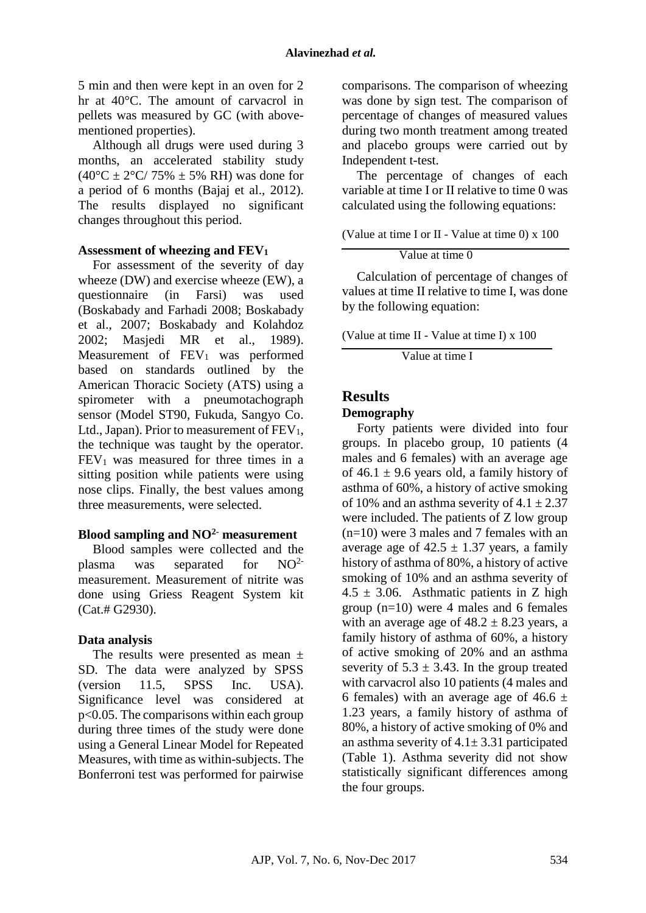5 min and then were kept in an oven for 2 hr at 40°C. The amount of carvacrol in pellets was measured by GC (with above-mentioned properties).

Although all drugs were used during 3 months, an accelerated stability study (40°C ± 2°C/ 75% ± 5% RH) was done for a period of 6 months (Bajaj et al., 2012). The results displayed no significant changes throughout this period.

### Assessment of wheezing and $FEV_1$

For assessment of the severity of day wheeze (DW) and exercise wheeze (EW), a questionnaire (in Farsi) was used (Boskabady and Farhadi 2008; Boskabady et al., 2007; Boskabady and Kolahdoz 2002; Masjedi MR et al., 1989). Measurement of $FEV_1$ was performed based on standards outlined by the American Thoracic Society (ATS) using a spirometer with a pneumotachograph sensor (Model ST90, Fukuda, Sangyo Co. Ltd., Japan). Prior to measurement of $FEV_1$, the technique was taught by the operator. $FEV_1$ was measured for three times in a sitting position while patients were using nose clips. Finally, the best values among three measurements, were selected.

### Blood sampling and $NO^{2-}$ measurement

Blood samples were collected and the plasma was separated for $NO^{2-}$ measurement. Measurement of nitrite was done using Griess Reagent System kit (Cat.# G2930).

### Data analysis

The results were presented as mean ± SD. The data were analyzed by SPSS (version 11.5, SPSS Inc. USA). Significance level was considered at $p<0.05$. The comparisons within each group during three times of the study were done using a General Linear Model for Repeated Measures, with time as within-subjects. The Bonferroni test was performed for pairwise comparisons. The comparison of wheezing was done by sign test. The comparison of percentage of changes of measured values during two month treatment among treated and placebo groups were carried out by Independent t-test.

The percentage of changes of each variable at time I or II relative to time 0 was calculated using the following equations:

$$\frac{(\text{Value at time I or II - Value at time 0}) \times 100}{\text{Value at time 0}}$$

Calculation of percentage of changes of values at time II relative to time I, was done by the following equation:

$$\frac{(\text{Value at time II - Value at time I}) \times 100}{\text{Value at time I}}$$

## Results

### Demography

Forty patients were divided into four groups. In placebo group, 10 patients (4 males and 6 females) with an average age of 46.1 ± 9.6 years old, a family history of asthma of 60%, a history of active smoking of 10% and an asthma severity of 4.1 ± 2.37 were included. The patients of Z low group (n=10) were 3 males and 7 females with an average age of 42.5 ± 1.37 years, a family history of asthma of 80%, a history of active smoking of 10% and an asthma severity of 4.5 ± 3.06. Asthmatic patients in Z high group (n=10) were 4 males and 6 females with an average age of 48.2 ± 8.23 years, a family history of asthma of 60%, a history of active smoking of 20% and an asthma severity of 5.3 ± 3.43. In the group treated with carvacrol also 10 patients (4 males and 6 females) with an average age of 46.6 ± 1.23 years, a family history of asthma of 80%, a history of active smoking of 0% and an asthma severity of 4.1± 3.31 participated (Table 1). Asthma severity did not show statistically significant differences among the four groups.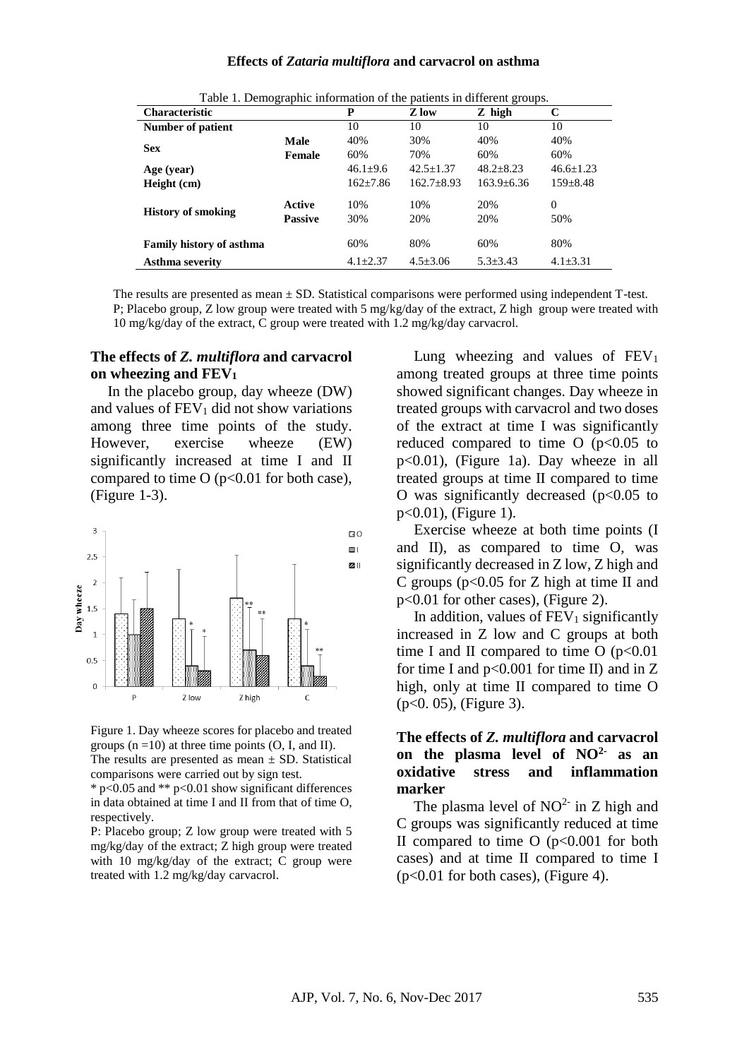Table 1. Demographic information of the patients in different groups.

| Characteristic | | P | Z low | Z high | C |
|---|---|---|---|---|---|
| Number of patient | | 10 | 10 | 10 | 10 |
| Sex | Male | 40% | 30% | 40% | 40% |
| | Female | 60% | 70% | 60% | 60% |
| Age (year) | | 46.1±9.6 | 42.5±1.37 | 48.2±8.23 | 46.6±1.23 |
| Height (cm) | | 162±7.86 | 162.7±8.93 | 163.9±6.36 | 159±8.48 |
| History of smoking | Active | 10% | 10% | 20% | 0 |
| | Passive | 30% | 20% | 20% | 50% |
| Family history of asthma | | 60% | 80% | 60% | 80% |
| Asthma severity | | 4.1±2.37 | 4.5±3.06 | 5.3±3.43 | 4.1±3.31 |

The results are presented as mean ± SD. Statistical comparisons were performed using independent T-test. P; Placebo group, Z low group were treated with 5 mg/kg/day of the extract, Z high group were treated with 10 mg/kg/day of the extract, C group were treated with 1.2 mg/kg/day carvacrol.

### The effects of *Z. multiflora* and carvacrol on wheezing and $FEV_1$

In the placebo group, day wheeze (DW) and values of $FEV_1$ did not show variations among three time points of the study. However, exercise wheeze (EW) significantly increased at time I and II compared to time O ($p<0.01$ for both case), (Figure 1-3).

Figure 1. Day wheeze scores for placebo and treated groups (n =10) at three time points (O, I, and II). The results are presented as mean ± SD. Statistical comparisons were carried out by sign test.
* $p<0.05$ and ** $p<0.01$ show significant differences in data obtained at time I and II from that of time O, respectively.
P: Placebo group; Z low group were treated with 5 mg/kg/day of the extract; Z high group were treated with 10 mg/kg/day of the extract; C group were treated with 1.2 mg/kg/day carvacrol.

Lung wheezing and values of $FEV_1$ among treated groups at three time points showed significant changes. Day wheeze in treated groups with carvacrol and two doses of the extract at time I was significantly reduced compared to time O ($p<0.05$ to $p<0.01$), (Figure 1a). Day wheeze in all treated groups at time II compared to time O was significantly decreased ($p<0.05$ to $p<0.01$), (Figure 1).

Exercise wheeze at both time points (I and II), as compared to time O, was significantly decreased in Z low, Z high and C groups ($p<0.05$ for Z high at time II and $p<0.01$ for other cases), (Figure 2).

In addition, values of $FEV_1$ significantly increased in Z low and C groups at both time I and II compared to time O ($p<0.01$ for time I and $p<0.001$ for time II) and in Z high, only at time II compared to time O ($p<0.05$), (Figure 3).

### The effects of *Z. multiflora* and carvacrol on the plasma level of $NO^{2-}$ as an oxidative stress and inflammation marker

The plasma level of $NO^{2-}$ in Z high and C groups was significantly reduced at time II compared to time O ($p<0.001$ for both cases) and at time II compared to time I ($p<0.01$ for both cases), (Figure 4).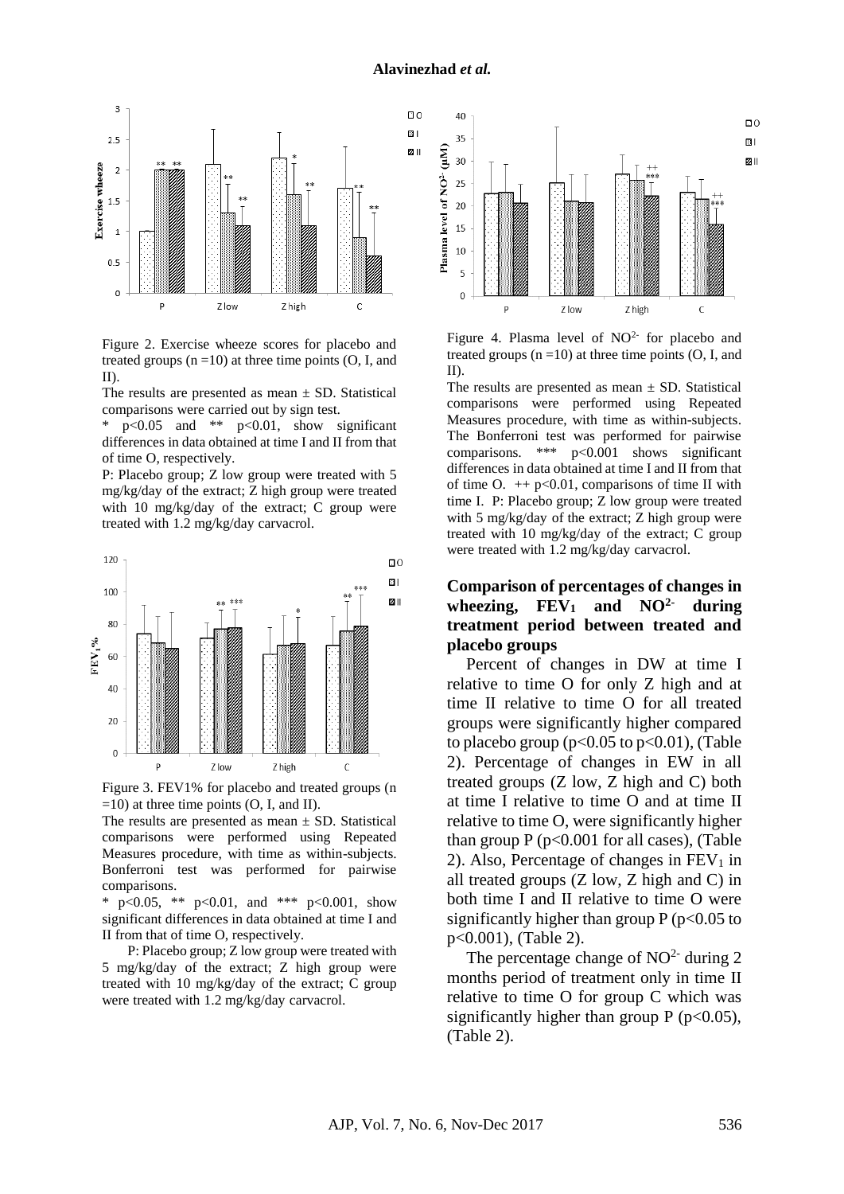Figure 2. Exercise wheeze scores for placebo and treated groups (n =10) at three time points (O, I, and II).

The results are presented as mean ± SD. Statistical comparisons were carried out by sign test.

\* $p<0.05$ and \*\* $p<0.01$, show significant differences in data obtained at time I and II from that of time O, respectively.

P: Placebo group; Z low group were treated with 5 mg/kg/day of the extract; Z high group were treated with 10 mg/kg/day of the extract; C group were treated with 1.2 mg/kg/day carvacrol.

Figure 3. FEV1% for placebo and treated groups (n =10) at three time points (O, I, and II).

The results are presented as mean ± SD. Statistical comparisons were performed using Repeated Measures procedure, with time as within-subjects. Bonferroni test was performed for pairwise comparisons.

\* $p<0.05$, \*\* $p<0.01$, and \*\*\* $p<0.001$, show significant differences in data obtained at time I and II from that of time O, respectively.

P: Placebo group; Z low group were treated with 5 mg/kg/day of the extract; Z high group were treated with 10 mg/kg/day of the extract; C group were treated with 1.2 mg/kg/day carvacrol.

Figure 4. Plasma level of $NO^{2-}$ for placebo and treated groups (n =10) at three time points (O, I, and II).

The results are presented as mean ± SD. Statistical comparisons were performed using Repeated Measures procedure, with time as within-subjects. The Bonferroni test was performed for pairwise comparisons. \*\*\* $p<0.001$ shows significant differences in data obtained at time I and II from that of time O. ++ $p<0.01$, comparisons of time II with time I. P: Placebo group; Z low group were treated with 5 mg/kg/day of the extract; Z high group were treated with 10 mg/kg/day of the extract; C group were treated with 1.2 mg/kg/day carvacrol.

## Comparison of percentages of changes in wheezing, $FEV_1$ and $NO^{2-}$ during treatment period between treated and placebo groups

Percent of changes in DW at time I relative to time O for only Z high and at time II relative to time O for all treated groups were significantly higher compared to placebo group ($p<0.05$ to $p<0.01$), (Table 2). Percentage of changes in EW in all treated groups (Z low, Z high and C) both at time I relative to time O and at time II relative to time O, were significantly higher than group P ($p<0.001$ for all cases), (Table 2). Also, Percentage of changes in $FEV_1$ in all treated groups (Z low, Z high and C) in both time I and II relative to time O were significantly higher than group P ($p<0.05$ to $p<0.001$), (Table 2).

The percentage change of $NO^{2-}$ during 2 months period of treatment only in time II relative to time O for group C which was significantly higher than group P ($p<0.05$), (Table 2).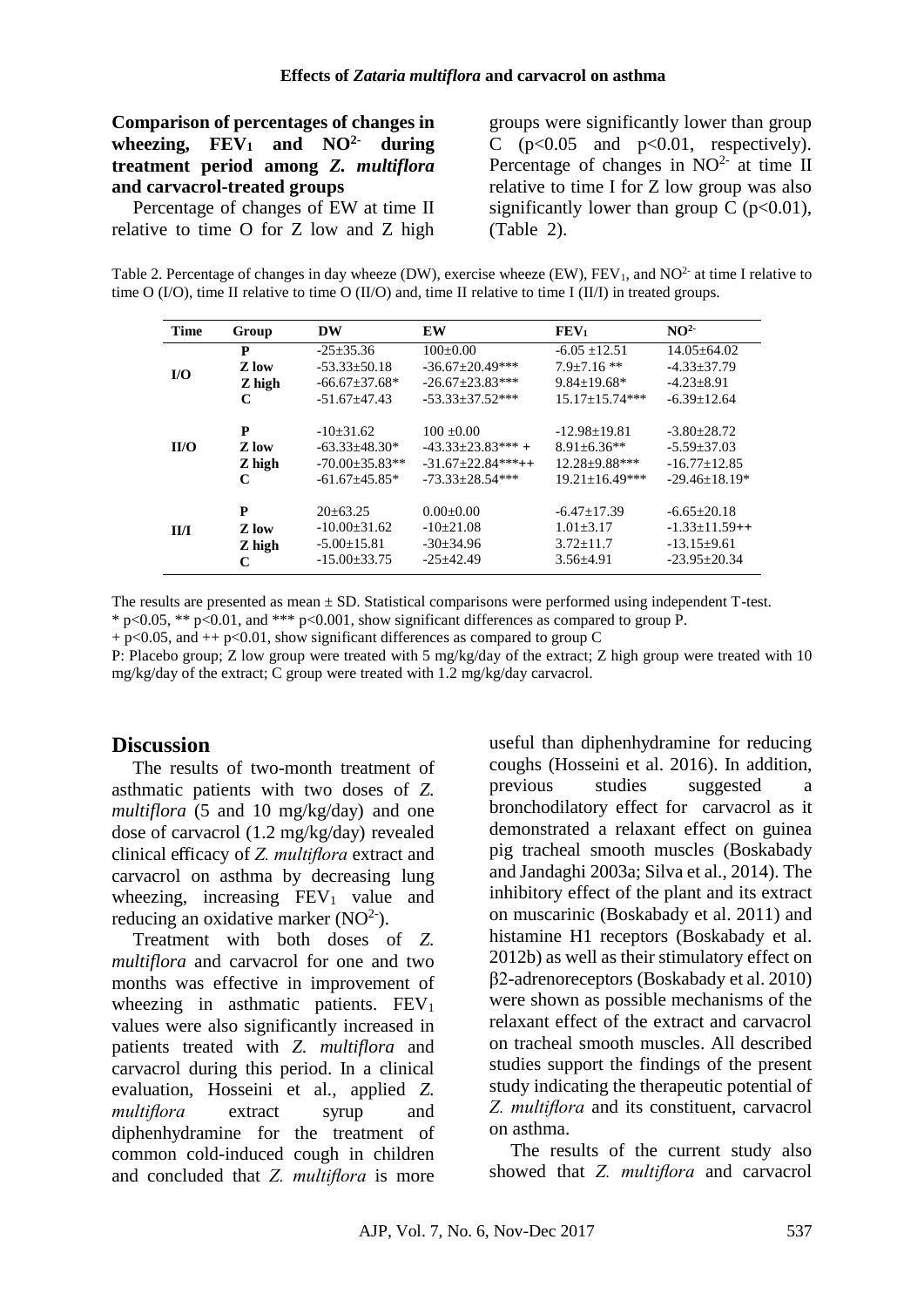### Comparison of percentages of changes in wheezing, $FEV_1$ and $NO^{2-}$ during treatment period among *Z. multiflora* and carvacrol-treated groups

Percentage of changes of EW at time II relative to time O for Z low and Z high groups were significantly lower than group C ($p<0.05$ and $p<0.01$, respectively). Percentage of changes in $NO^{2-}$ at time II relative to time I for Z low group was also significantly lower than group C ($p<0.01$), (Table 2).

Table 2. Percentage of changes in day wheeze (DW), exercise wheeze (EW), $FEV_1$, and $NO^{2-}$ at time I relative to time O (I/O), time II relative to time O (II/O) and, time II relative to time I (II/I) in treated groups.

| Time | Group | DW | EW | $FEV_1$ | $NO^{2-}$ |
|---|---|---|---|---|---|
| I/O | P | -25±35.36 | 100±0.00 | -6.05 ±12.51 | 14.05±64.02 |
| | Z low | -53.33±50.18 | -36.67±20.49*** | 7.9±7.16 ** | -4.33±37.79 |
| | Z high | -66.67±37.68* | -26.67±23.83*** | 9.84±19.68* | -4.23±8.91 |
| | C | -51.67±47.43 | -53.33±37.52*** | 15.17±15.74*** | -6.39±12.64 |
| II/O | P | -10±31.62 | 100 ±0.00 | -12.98±19.81 | -3.80±28.72 |
| | Z low | -63.33±48.30* | -43.33±23.83*** + | 8.91±6.36** | -5.59±37.03 |
| | Z high | -70.00±35.83** | -31.67±22.84***++ | 12.28±9.88*** | -16.77±12.85 |
| | C | -61.67±45.85* | -73.33±28.54*** | 19.21±16.49*** | -29.46±18.19* |
| II/I | P | 20±63.25 | 0.00±0.00 | -6.47±17.39 | -6.65±20.18 |
| | Z low | -10.00±31.62 | -10±21.08 | 1.01±3.17 | -1.33±11.59++ |
| | Z high | -5.00±15.81 | -30±34.96 | 3.72±11.7 | -13.15±9.61 |
| | C | -15.00±33.75 | -25±42.49 | 3.56±4.91 | -23.95±20.34 |

The results are presented as mean ± SD. Statistical comparisons were performed using independent T-test.
* $p<0.05$, ** $p<0.01$, and *** $p<0.001$, show significant differences as compared to group P.
+ $p<0.05$, and ++ $p<0.01$, show significant differences as compared to group C
P: Placebo group; Z low group were treated with 5 mg/kg/day of the extract; Z high group were treated with 10 mg/kg/day of the extract; C group were treated with 1.2 mg/kg/day carvacrol.

## Discussion

The results of two-month treatment of asthmatic patients with two doses of *Z. multiflora* (5 and 10 mg/kg/day) and one dose of carvacrol (1.2 mg/kg/day) revealed clinical efficacy of *Z. multiflora* extract and carvacrol on asthma by decreasing lung wheezing, increasing $FEV_1$ value and reducing an oxidative marker ($NO^{2-}$).

Treatment with both doses of *Z. multiflora* and carvacrol for one and two months was effective in improvement of wheezing in asthmatic patients. $FEV_1$ values were also significantly increased in patients treated with *Z. multiflora* and carvacrol during this period. In a clinical evaluation, Hosseini et al., applied *Z. multiflora* extract syrup and diphenhydramine for the treatment of common cold-induced cough in children and concluded that *Z. multiflora* is more useful than diphenhydramine for reducing coughs (Hosseini et al. 2016). In addition, previous studies suggested a bronchodilatory effect for carvacrol as it demonstrated a relaxant effect on guinea pig tracheal smooth muscles (Boskabady and Jandaghi 2003a; Silva et al., 2014). The inhibitory effect of the plant and its extract on muscarinic (Boskabady et al. 2011) and histamine H1 receptors (Boskabady et al. 2012b) as well as their stimulatory effect on β2-adrenoreceptors (Boskabady et al. 2010) were shown as possible mechanisms of the relaxant effect of the extract and carvacrol on tracheal smooth muscles. All described studies support the findings of the present study indicating the therapeutic potential of *Z. multiflora* and its constituent, carvacrol on asthma.

The results of the current study also showed that *Z. multiflora* and carvacrol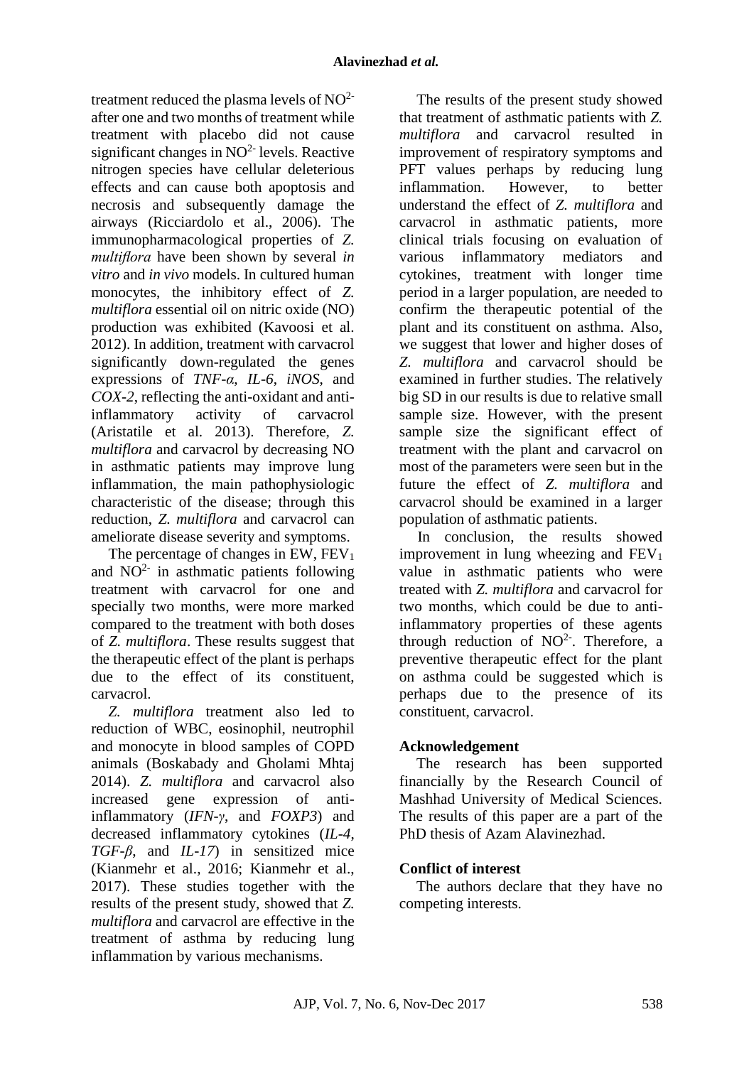treatment reduced the plasma levels of $NO^{2-}$ after one and two months of treatment while treatment with placebo did not cause significant changes in $NO^{2-}$ levels. Reactive nitrogen species have cellular deleterious effects and can cause both apoptosis and necrosis and subsequently damage the airways (Ricciardolo et al., 2006). The immunopharmacological properties of *Z. multiflora* have been shown by several *in vitro* and *in vivo* models. In cultured human monocytes, the inhibitory effect of *Z. multiflora* essential oil on nitric oxide (NO) production was exhibited (Kavoosi et al. 2012). In addition, treatment with carvacrol significantly down-regulated the genes expressions of *TNF-α*, *IL-6*, *iNOS*, and *COX-2*, reflecting the anti-oxidant and anti-inflammatory activity of carvacrol (Aristatile et al. 2013). Therefore, *Z. multiflora* and carvacrol by decreasing NO in asthmatic patients may improve lung inflammation, the main pathophysiologic characteristic of the disease; through this reduction, *Z. multiflora* and carvacrol can ameliorate disease severity and symptoms.

The percentage of changes in EW, $FEV_1$ and $NO^{2-}$ in asthmatic patients following treatment with carvacrol for one and specially two months, were more marked compared to the treatment with both doses of *Z. multiflora*. These results suggest that the therapeutic effect of the plant is perhaps due to the effect of its constituent, carvacrol.

*Z. multiflora* treatment also led to reduction of WBC, eosinophil, neutrophil and monocyte in blood samples of COPD animals (Boskabady and Gholami Mhtaj 2014). *Z. multiflora* and carvacrol also increased gene expression of anti-inflammatory (*IFN-γ*, and *FOXP3*) and decreased inflammatory cytokines (*IL-4*, *TGF-β*, and *IL-17*) in sensitized mice (Kianmehr et al., 2016; Kianmehr et al., 2017). These studies together with the results of the present study, showed that *Z. multiflora* and carvacrol are effective in the treatment of asthma by reducing lung inflammation by various mechanisms.

The results of the present study showed that treatment of asthmatic patients with *Z. multiflora* and carvacrol resulted in improvement of respiratory symptoms and PFT values perhaps by reducing lung inflammation. However, to better understand the effect of *Z. multiflora* and carvacrol in asthmatic patients, more clinical trials focusing on evaluation of various inflammatory mediators and cytokines, treatment with longer time period in a larger population, are needed to confirm the therapeutic potential of the plant and its constituent on asthma. Also, we suggest that lower and higher doses of *Z. multiflora* and carvacrol should be examined in further studies. The relatively big SD in our results is due to relative small sample size. However, with the present sample size the significant effect of treatment with the plant and carvacrol on most of the parameters were seen but in the future the effect of *Z. multiflora* and carvacrol should be examined in a larger population of asthmatic patients.

In conclusion, the results showed improvement in lung wheezing and $FEV_1$ value in asthmatic patients who were treated with *Z. multiflora* and carvacrol for two months, which could be due to anti-inflammatory properties of these agents through reduction of $NO^{2-}$. Therefore, a preventive therapeutic effect for the plant on asthma could be suggested which is perhaps due to the presence of its constituent, carvacrol.

## Acknowledgement

The research has been supported financially by the Research Council of Mashhad University of Medical Sciences. The results of this paper are a part of the PhD thesis of Azam Alavinezhad.

## Conflict of interest

The authors declare that they have no competing interests.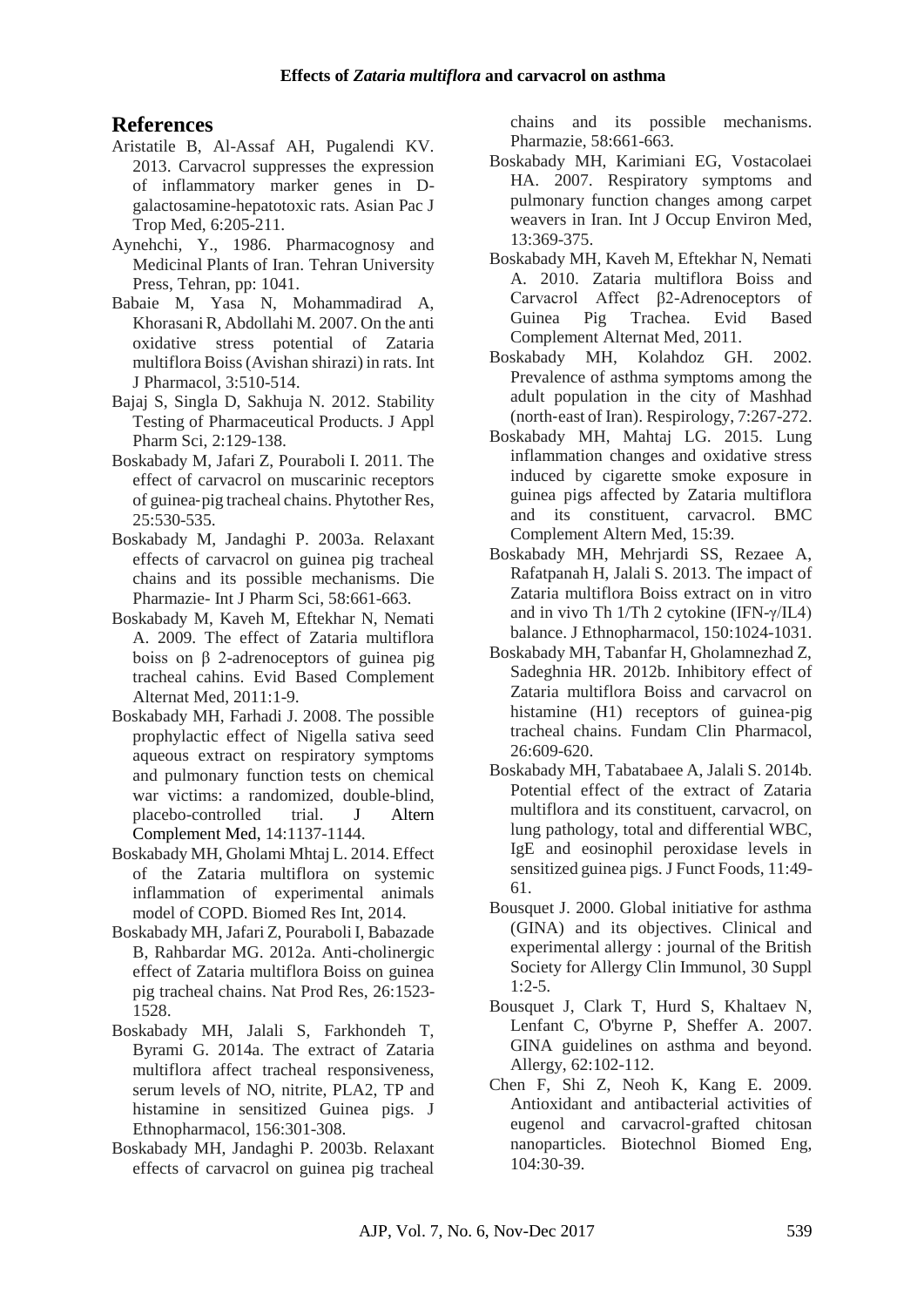## References

Aristatile B, Al-Assaf AH, Pugalendi KV. 2013. Carvacrol suppresses the expression of inflammatory marker genes in D-galactosamine-hepatotoxic rats. Asian Pac J Trop Med, 6:205-211.

Aynehchi, Y., 1986. Pharmacognosy and Medicinal Plants of Iran. Tehran University Press, Tehran, pp: 1041.

Babaie M, Yasa N, Mohammadirad A, Khorasani R, Abdollahi M. 2007. On the anti oxidative stress potential of Zataria multiflora Boiss (Avishan shirazi) in rats. Int J Pharmacol, 3:510-514.

Bajaj S, Singla D, Sakhuja N. 2012. Stability Testing of Pharmaceutical Products. J Appl Pharm Sci, 2:129-138.

Boskabady M, Jafari Z, Pouraboli I. 2011. The effect of carvacrol on muscarinic receptors of guinea‐pig tracheal chains. Phytother Res, 25:530-535.

Boskabady M, Jandaghi P. 2003a. Relaxant effects of carvacrol on guinea pig tracheal chains and its possible mechanisms. Die Pharmazie- Int J Pharm Sci, 58:661-663.

Boskabady M, Kaveh M, Eftekhar N, Nemati A. 2009. The effect of Zataria multiflora boiss on β 2-adrenoceptors of guinea pig tracheal cahins. Evid Based Complement Alternat Med, 2011:1-9.

Boskabady MH, Farhadi J. 2008. The possible prophylactic effect of Nigella sativa seed aqueous extract on respiratory symptoms and pulmonary function tests on chemical war victims: a randomized, double-blind, placebo-controlled trial. J Altern Complement Med, 14:1137-1144.

Boskabady MH, Gholami Mhtaj L. 2014. Effect of the Zataria multiflora on systemic inflammation of experimental animals model of COPD. Biomed Res Int, 2014.

Boskabady MH, Jafari Z, Pouraboli I, Babazade B, Rahbardar MG. 2012a. Anti-cholinergic effect of Zataria multiflora Boiss on guinea pig tracheal chains. Nat Prod Res, 26:1523-1528.

Boskabady MH, Jalali S, Farkhondeh T, Byrami G. 2014a. The extract of Zataria multiflora affect tracheal responsiveness, serum levels of NO, nitrite, PLA2, TP and histamine in sensitized Guinea pigs. J Ethnopharmacol, 156:301-308.

Boskabady MH, Jandaghi P. 2003b. Relaxant effects of carvacrol on guinea pig tracheal chains and its possible mechanisms. Pharmazie, 58:661-663.

Boskabady MH, Karimiani EG, Vostacolaei HA. 2007. Respiratory symptoms and pulmonary function changes among carpet weavers in Iran. Int J Occup Environ Med, 13:369-375.

Boskabady MH, Kaveh M, Eftekhar N, Nemati A. 2010. Zataria multiflora Boiss and Carvacrol Affect β2-Adrenoceptors of Guinea Pig Trachea. Evid Based Complement Alternat Med, 2011.

Boskabady MH, Kolahdoz GH. 2002. Prevalence of asthma symptoms among the adult population in the city of Mashhad (north‐east of Iran). Respirology, 7:267-272.

Boskabady MH, Mahtaj LG. 2015. Lung inflammation changes and oxidative stress induced by cigarette smoke exposure in guinea pigs affected by Zataria multiflora and its constituent, carvacrol. BMC Complement Altern Med, 15:39.

Boskabady MH, Mehrjardi SS, Rezaee A, Rafatpanah H, Jalali S. 2013. The impact of Zataria multiflora Boiss extract on in vitro and in vivo Th 1/Th 2 cytokine (IFN-γ/IL4) balance. J Ethnopharmacol, 150:1024-1031.

Boskabady MH, Tabanfar H, Gholamnezhad Z, Sadeghnia HR. 2012b. Inhibitory effect of Zataria multiflora Boiss and carvacrol on histamine (H1) receptors of guinea‐pig tracheal chains. Fundam Clin Pharmacol, 26:609-620.

Boskabady MH, Tabatabaee A, Jalali S. 2014b. Potential effect of the extract of Zataria multiflora and its constituent, carvacrol, on lung pathology, total and differential WBC, IgE and eosinophil peroxidase levels in sensitized guinea pigs. J Funct Foods, 11:49-61.

Bousquet J. 2000. Global initiative for asthma (GINA) and its objectives. Clinical and experimental allergy : journal of the British Society for Allergy Clin Immunol, 30 Suppl 1:2-5.

Bousquet J, Clark T, Hurd S, Khaltaev N, Lenfant C, O'byrne P, Sheffer A. 2007. GINA guidelines on asthma and beyond. Allergy, 62:102-112.

Chen F, Shi Z, Neoh K, Kang E. 2009. Antioxidant and antibacterial activities of eugenol and carvacrol‐grafted chitosan nanoparticles. Biotechnol Biomed Eng, 104:30-39.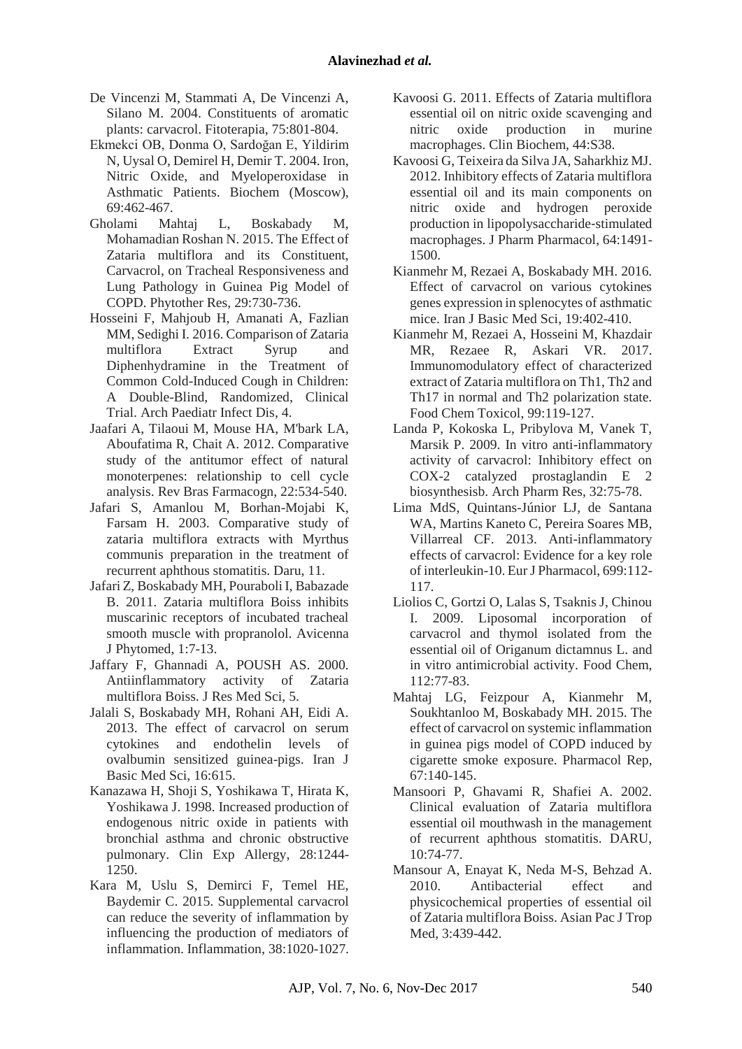De Vincenzi M, Stammati A, De Vincenzi A, Silano M. 2004. Constituents of aromatic plants: carvacrol. Fitoterapia, 75:801-804.

Ekmekci OB, Donma O, Sardoğan E, Yildirim N, Uysal O, Demirel H, Demir T. 2004. Iron, Nitric Oxide, and Myeloperoxidase in Asthmatic Patients. Biochem (Moscow), 69:462-467.

Gholami Mahtaj L, Boskabady M, Mohamadian Roshan N. 2015. The Effect of Zataria multiflora and its Constituent, Carvacrol, on Tracheal Responsiveness and Lung Pathology in Guinea Pig Model of COPD. Phytother Res, 29:730-736.

Hosseini F, Mahjoub H, Amanati A, Fazlian MM, Sedighi I. 2016. Comparison of Zataria multiflora Extract Syrup and Diphenhydramine in the Treatment of Common Cold-Induced Cough in Children: A Double-Blind, Randomized, Clinical Trial. Arch Paediatr Infect Dis, 4.

Jaafari A, Tilaoui M, Mouse HA, M'bark LA, Aboufatima R, Chait A. 2012. Comparative study of the antitumor effect of natural monoterpenes: relationship to cell cycle analysis. Rev Bras Farmacogn, 22:534-540.

Jafari S, Amanlou M, Borhan-Mojabi K, Farsam H. 2003. Comparative study of zataria multiflora extracts with Myrthus communis preparation in the treatment of recurrent aphthous stomatitis. Daru, 11.

Jafari Z, Boskabady MH, Pouraboli I, Babazade B. 2011. Zataria multiflora Boiss inhibits muscarinic receptors of incubated tracheal smooth muscle with propranolol. Avicenna J Phytomed, 1:7-13.

Jaffary F, Ghannadi A, POUSH AS. 2000. Antiinflammatory activity of Zataria multiflora Boiss. J Res Med Sci, 5.

Jalali S, Boskabady MH, Rohani AH, Eidi A. 2013. The effect of carvacrol on serum cytokines and endothelin levels of ovalbumin sensitized guinea-pigs. Iran J Basic Med Sci, 16:615.

Kanazawa H, Shoji S, Yoshikawa T, Hirata K, Yoshikawa J. 1998. Increased production of endogenous nitric oxide in patients with bronchial asthma and chronic obstructive pulmonary. Clin Exp Allergy, 28:1244-1250.

Kara M, Uslu S, Demirci F, Temel HE, Baydemir C. 2015. Supplemental carvacrol can reduce the severity of inflammation by influencing the production of mediators of inflammation. Inflammation, 38:1020-1027.

Kavoosi G. 2011. Effects of Zataria multiflora essential oil on nitric oxide scavenging and nitric oxide production in murine macrophages. Clin Biochem, 44:S38.

Kavoosi G, Teixeira da Silva JA, Saharkhiz MJ. 2012. Inhibitory effects of Zataria multiflora essential oil and its main components on nitric oxide and hydrogen peroxide production in lipopolysaccharide-stimulated macrophages. J Pharm Pharmacol, 64:1491-1500.

Kianmehr M, Rezaei A, Boskabady MH. 2016. Effect of carvacrol on various cytokines genes expression in splenocytes of asthmatic mice. Iran J Basic Med Sci, 19:402-410.

Kianmehr M, Rezaei A, Hosseini M, Khazdair MR, Rezaee R, Askari VR. 2017. Immunomodulatory effect of characterized extract of Zataria multiflora on Th1, Th2 and Th17 in normal and Th2 polarization state. Food Chem Toxicol, 99:119-127.

Landa P, Kokoska L, Pribylova M, Vanek T, Marsik P. 2009. In vitro anti-inflammatory activity of carvacrol: Inhibitory effect on COX-2 catalyzed prostaglandin E 2 biosynthesisb. Arch Pharm Res, 32:75-78.

Lima MdS, Quintans-Júnior LJ, de Santana WA, Martins Kaneto C, Pereira Soares MB, Villarreal CF. 2013. Anti-inflammatory effects of carvacrol: Evidence for a key role of interleukin-10. Eur J Pharmacol, 699:112-117.

Liolios C, Gortzi O, Lalas S, Tsaknis J, Chinou I. 2009. Liposomal incorporation of carvacrol and thymol isolated from the essential oil of Origanum dictamnus L. and in vitro antimicrobial activity. Food Chem, 112:77-83.

Mahtaj LG, Feizpour A, Kianmehr M, Soukhtanloo M, Boskabady MH. 2015. The effect of carvacrol on systemic inflammation in guinea pigs model of COPD induced by cigarette smoke exposure. Pharmacol Rep, 67:140-145.

Mansoori P, Ghavami R, Shafiei A. 2002. Clinical evaluation of Zataria multiflora essential oil mouthwash in the management of recurrent aphthous stomatitis. DARU, 10:74-77.

Mansour A, Enayat K, Neda M-S, Behzad A. 2010. Antibacterial effect and physicochemical properties of essential oil of Zataria multiflora Boiss. Asian Pac J Trop Med, 3:439-442.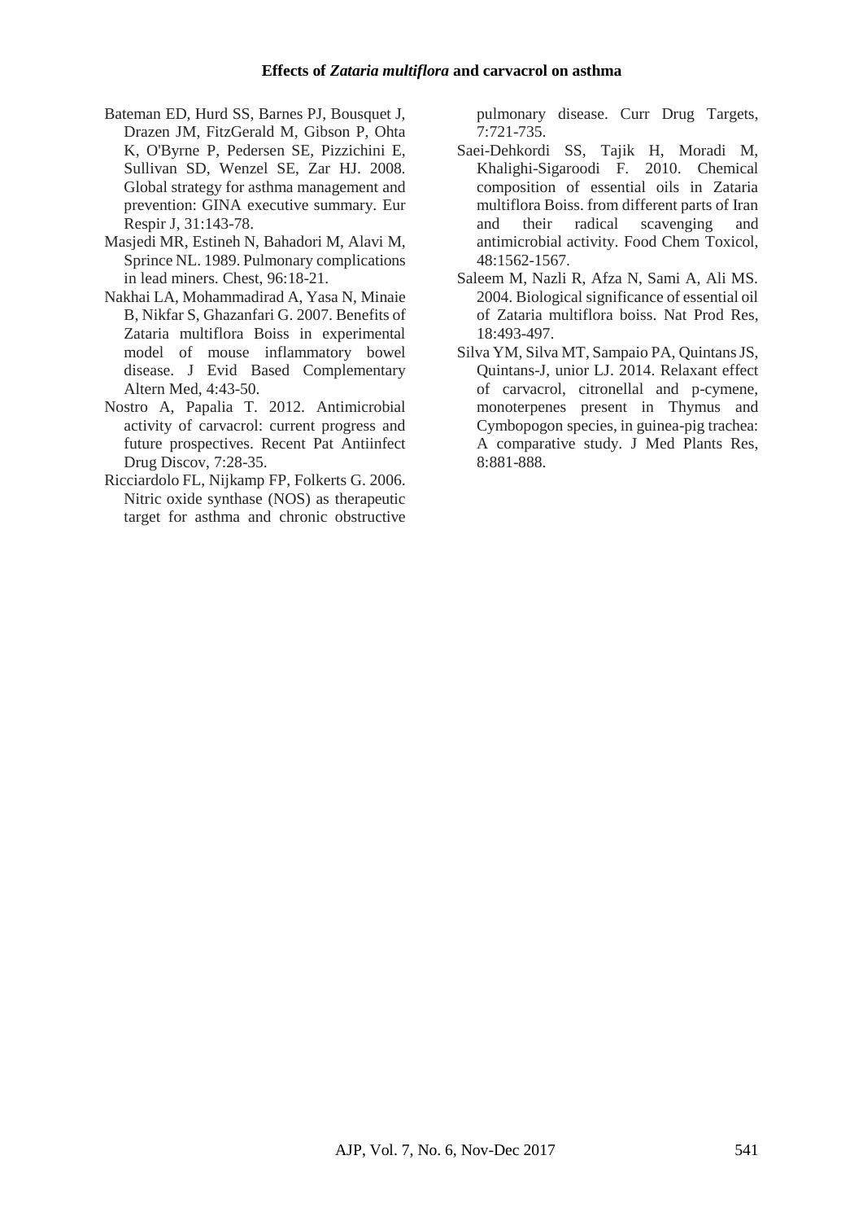Bateman ED, Hurd SS, Barnes PJ, Bousquet J, Drazen JM, FitzGerald M, Gibson P, Ohta K, O'Byrne P, Pedersen SE, Pizzichini E, Sullivan SD, Wenzel SE, Zar HJ. 2008. Global strategy for asthma management and prevention: GINA executive summary. Eur Respir J, 31:143-78.

Masjedi MR, Estineh N, Bahadori M, Alavi M, Sprince NL. 1989. Pulmonary complications in lead miners. Chest, 96:18-21.

Nakhai LA, Mohammadirad A, Yasa N, Minaie B, Nikfar S, Ghazanfari G. 2007. Benefits of Zataria multiflora Boiss in experimental model of mouse inflammatory bowel disease. J Evid Based Complementary Altern Med, 4:43-50.

Nostro A, Papalia T. 2012. Antimicrobial activity of carvacrol: current progress and future prospectives. Recent Pat Antiinfect Drug Discov, 7:28-35.

Ricciardolo FL, Nijkamp FP, Folkerts G. 2006. Nitric oxide synthase (NOS) as therapeutic target for asthma and chronic obstructive pulmonary disease. Curr Drug Targets, 7:721-735.

Saei-Dehkordi SS, Tajik H, Moradi M, Khalighi-Sigaroodi F. 2010. Chemical composition of essential oils in Zataria multiflora Boiss. from different parts of Iran and their radical scavenging and antimicrobial activity. Food Chem Toxicol, 48:1562-1567.

Saleem M, Nazli R, Afza N, Sami A, Ali MS. 2004. Biological significance of essential oil of Zataria multiflora boiss. Nat Prod Res, 18:493-497.

Silva YM, Silva MT, Sampaio PA, Quintans JS, Quintans-J, unior LJ. 2014. Relaxant effect of carvacrol, citronellal and p-cymene, monoterpenes present in Thymus and Cymbopogon species, in guinea-pig trachea: A comparative study. J Med Plants Res, 8:881-888.